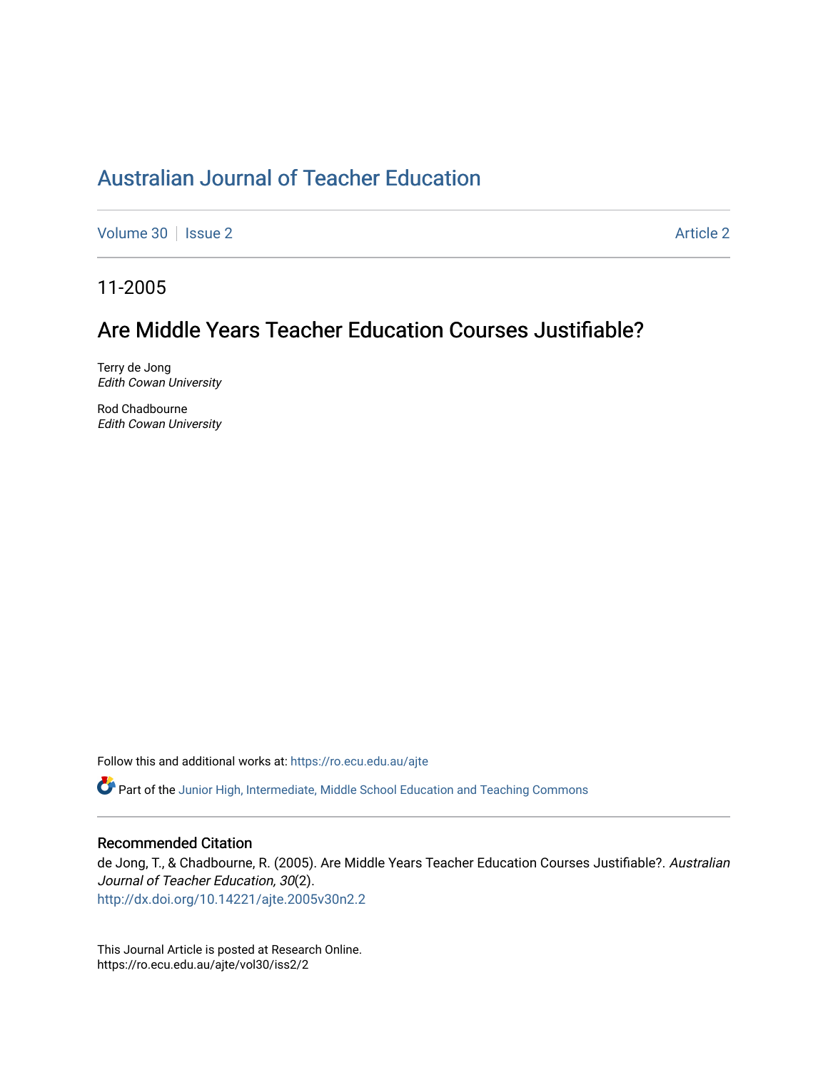# Australian Journal of Teacher Education

Volume 30 | Issue 2 Article 2

11-2005

## Are Middle Years Teacher Education Courses Justifiable?

Terry de Jong
*Edith Cowan University*

Rod Chadbourne
*Edith Cowan University*

Follow this and additional works at: https://ro.ecu.edu.au/ajte

Part of the Junior High, Intermediate, Middle School Education and Teaching Commons

### Recommended Citation

de Jong, T., & Chadbourne, R. (2005). Are Middle Years Teacher Education Courses Justifiable?. *Australian Journal of Teacher Education, 30*(2).
http://dx.doi.org/10.14221/ajte.2005v30n2.2

This Journal Article is posted at Research Online.
https://ro.ecu.edu.au/ajte/vol30/iss2/2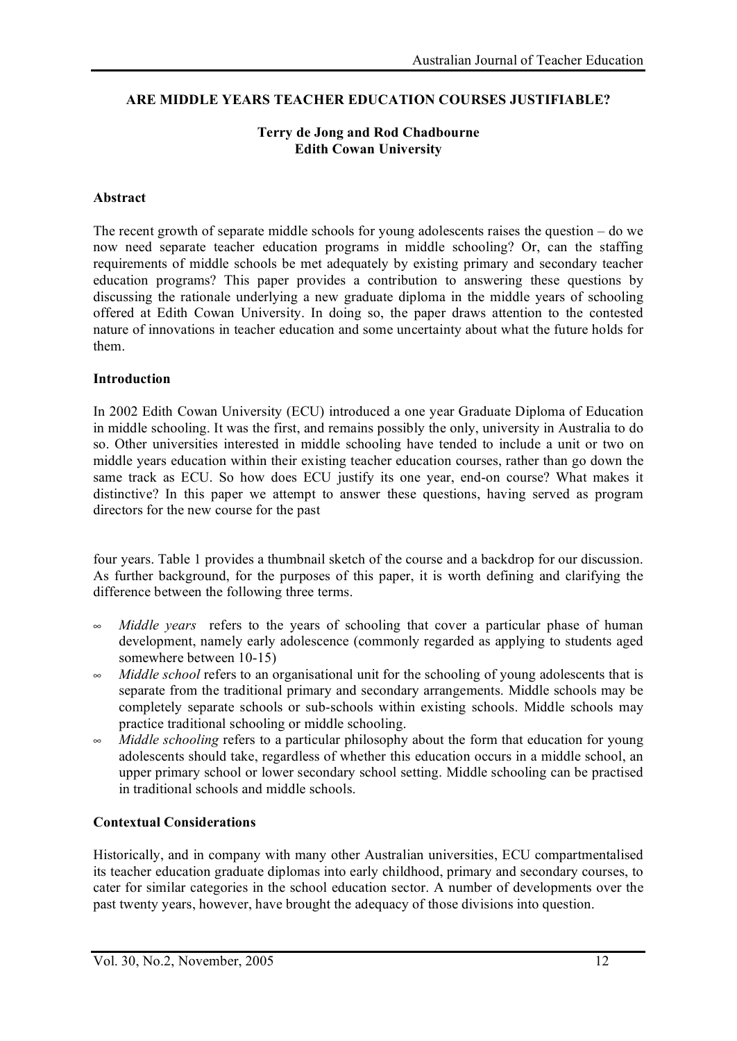**ARE MIDDLE YEARS TEACHER EDUCATION COURSES JUSTIFIABLE?**

**Terry de Jong and Rod Chadbourne**
**Edith Cowan University**

**Abstract**

The recent growth of separate middle schools for young adolescents raises the question – do we now need separate teacher education programs in middle schooling? Or, can the staffing requirements of middle schools be met adequately by existing primary and secondary teacher education programs? This paper provides a contribution to answering these questions by discussing the rationale underlying a new graduate diploma in the middle years of schooling offered at Edith Cowan University. In doing so, the paper draws attention to the contested nature of innovations in teacher education and some uncertainty about what the future holds for them.

**Introduction**

In 2002 Edith Cowan University (ECU) introduced a one year Graduate Diploma of Education in middle schooling. It was the first, and remains possibly the only, university in Australia to do so. Other universities interested in middle schooling have tended to include a unit or two on middle years education within their existing teacher education courses, rather than go down the same track as ECU. So how does ECU justify its one year, end-on course? What makes it distinctive? In this paper we attempt to answer these questions, having served as program directors for the new course for the past four years. Table 1 provides a thumbnail sketch of the course and a backdrop for our discussion. As further background, for the purposes of this paper, it is worth defining and clarifying the difference between the following three terms.

- *Middle years* refers to the years of schooling that cover a particular phase of human development, namely early adolescence (commonly regarded as applying to students aged somewhere between 10-15)
- *Middle school* refers to an organisational unit for the schooling of young adolescents that is separate from the traditional primary and secondary arrangements. Middle schools may be completely separate schools or sub-schools within existing schools. Middle schools may practice traditional schooling or middle schooling.
- *Middle schooling* refers to a particular philosophy about the form that education for young adolescents should take, regardless of whether this education occurs in a middle school, an upper primary school or lower secondary school setting. Middle schooling can be practised in traditional schools and middle schools.

**Contextual Considerations**

Historically, and in company with many other Australian universities, ECU compartmentalised its teacher education graduate diplomas into early childhood, primary and secondary courses, to cater for similar categories in the school education sector. A number of developments over the past twenty years, however, have brought the adequacy of those divisions into question.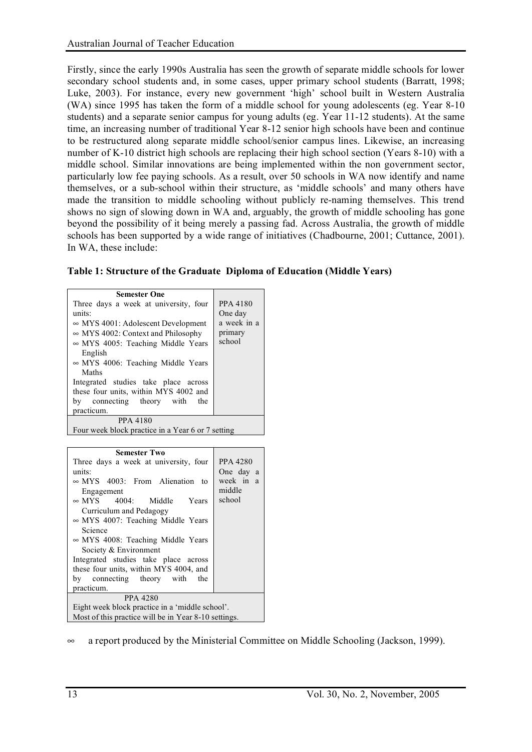Firstly, since the early 1990s Australia has seen the growth of separate middle schools for lower secondary school students and, in some cases, upper primary school students (Barratt, 1998; Luke, 2003). For instance, every new government 'high' school built in Western Australia (WA) since 1995 has taken the form of a middle school for young adolescents (eg. Year 8-10 students) and a separate senior campus for young adults (eg. Year 11-12 students). At the same time, an increasing number of traditional Year 8-12 senior high schools have been and continue to be restructured along separate middle school/senior campus lines. Likewise, an increasing number of K-10 district high schools are replacing their high school section (Years 8-10) with a middle school. Similar innovations are being implemented within the non government sector, particularly low fee paying schools. As a result, over 50 schools in WA now identify and name themselves, or a sub-school within their structure, as 'middle schools' and many others have made the transition to middle schooling without publicly re-naming themselves. This trend shows no sign of slowing down in WA and, arguably, the growth of middle schooling has gone beyond the possibility of it being merely a passing fad. Across Australia, the growth of middle schools has been supported by a wide range of initiatives (Chadbourne, 2001; Cuttance, 2001). In WA, these include:

**Table 1: Structure of the Graduate Diploma of Education (Middle Years)**

| Semester One | |
|---|---|
| Three days a week at university, four units:<br>∞ MYS 4001: Adolescent Development<br>∞ MYS 4002: Context and Philosophy<br>∞ MYS 4005: Teaching Middle Years English<br>∞ MYS 4006: Teaching Middle Years Maths<br>Integrated studies take place across these four units, within MYS 4002 and by connecting theory with the practicum. | PPA 4180<br>One day a week in a primary school |
| PPA 4180<br>Four week block practice in a Year 6 or 7 setting | |

| Semester Two | |
|---|---|
| Three days a week at university, four units:<br>∞ MYS 4003: From Alienation to Engagement<br>∞ MYS 4004: Middle Years Curriculum and Pedagogy<br>∞ MYS 4007: Teaching Middle Years Science<br>∞ MYS 4008: Teaching Middle Years Society & Environment<br>Integrated studies take place across these four units, within MYS 4004, and by connecting theory with the practicum. | PPA 4280<br>One day a week in a middle school |
| PPA 4280<br>Eight week block practice in a 'middle school'.<br>Most of this practice will be in Year 8-10 settings. | |

∞ a report produced by the Ministerial Committee on Middle Schooling (Jackson, 1999).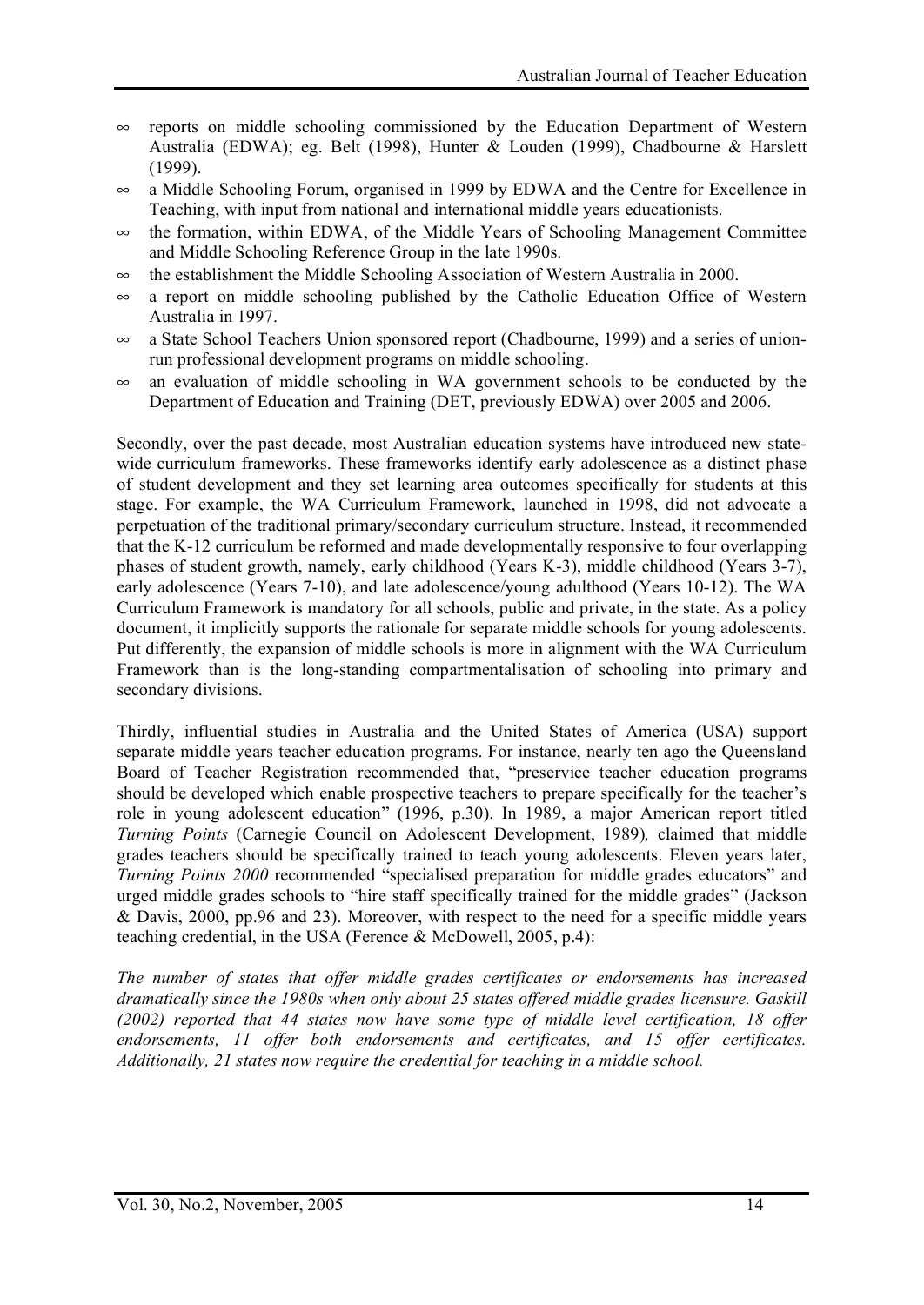- reports on middle schooling commissioned by the Education Department of Western Australia (EDWA); eg. Belt (1998), Hunter & Louden (1999), Chadbourne & Harslett (1999).
- a Middle Schooling Forum, organised in 1999 by EDWA and the Centre for Excellence in Teaching, with input from national and international middle years educationists.
- the formation, within EDWA, of the Middle Years of Schooling Management Committee and Middle Schooling Reference Group in the late 1990s.
- the establishment the Middle Schooling Association of Western Australia in 2000.
- a report on middle schooling published by the Catholic Education Office of Western Australia in 1997.
- a State School Teachers Union sponsored report (Chadbourne, 1999) and a series of union-run professional development programs on middle schooling.
- an evaluation of middle schooling in WA government schools to be conducted by the Department of Education and Training (DET, previously EDWA) over 2005 and 2006.

Secondly, over the past decade, most Australian education systems have introduced new state-wide curriculum frameworks. These frameworks identify early adolescence as a distinct phase of student development and they set learning area outcomes specifically for students at this stage. For example, the WA Curriculum Framework, launched in 1998, did not advocate a perpetuation of the traditional primary/secondary curriculum structure. Instead, it recommended that the K-12 curriculum be reformed and made developmentally responsive to four overlapping phases of student growth, namely, early childhood (Years K-3), middle childhood (Years 3-7), early adolescence (Years 7-10), and late adolescence/young adulthood (Years 10-12). The WA Curriculum Framework is mandatory for all schools, public and private, in the state. As a policy document, it implicitly supports the rationale for separate middle schools for young adolescents. Put differently, the expansion of middle schools is more in alignment with the WA Curriculum Framework than is the long-standing compartmentalisation of schooling into primary and secondary divisions.

Thirdly, influential studies in Australia and the United States of America (USA) support separate middle years teacher education programs. For instance, nearly ten ago the Queensland Board of Teacher Registration recommended that, "preservice teacher education programs should be developed which enable prospective teachers to prepare specifically for the teacher's role in young adolescent education" (1996, p.30). In 1989, a major American report titled *Turning Points* (Carnegie Council on Adolescent Development, 1989)*,* claimed that middle grades teachers should be specifically trained to teach young adolescents. Eleven years later, *Turning Points 2000* recommended "specialised preparation for middle grades educators" and urged middle grades schools to "hire staff specifically trained for the middle grades" (Jackson & Davis, 2000, pp.96 and 23). Moreover, with respect to the need for a specific middle years teaching credential, in the USA (Ference & McDowell, 2005, p.4):

*The number of states that offer middle grades certificates or endorsements has increased dramatically since the 1980s when only about 25 states offered middle grades licensure. Gaskill (2002) reported that 44 states now have some type of middle level certification, 18 offer endorsements, 11 offer both endorsements and certificates, and 15 offer certificates. Additionally, 21 states now require the credential for teaching in a middle school.*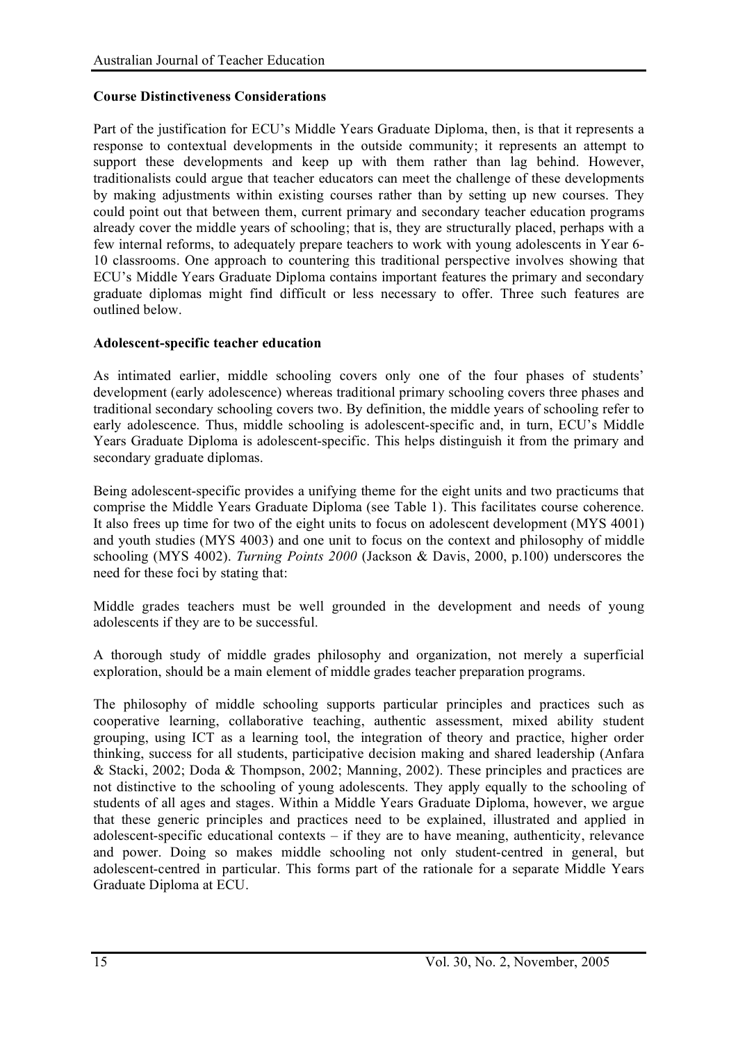### Course Distinctiveness Considerations

Part of the justification for ECU's Middle Years Graduate Diploma, then, is that it represents a response to contextual developments in the outside community; it represents an attempt to support these developments and keep up with them rather than lag behind. However, traditionalists could argue that teacher educators can meet the challenge of these developments by making adjustments within existing courses rather than by setting up new courses. They could point out that between them, current primary and secondary teacher education programs already cover the middle years of schooling; that is, they are structurally placed, perhaps with a few internal reforms, to adequately prepare teachers to work with young adolescents in Year 6-10 classrooms. One approach to countering this traditional perspective involves showing that ECU's Middle Years Graduate Diploma contains important features the primary and secondary graduate diplomas might find difficult or less necessary to offer. Three such features are outlined below.

### Adolescent-specific teacher education

As intimated earlier, middle schooling covers only one of the four phases of students' development (early adolescence) whereas traditional primary schooling covers three phases and traditional secondary schooling covers two. By definition, the middle years of schooling refer to early adolescence. Thus, middle schooling is adolescent-specific and, in turn, ECU's Middle Years Graduate Diploma is adolescent-specific. This helps distinguish it from the primary and secondary graduate diplomas.

Being adolescent-specific provides a unifying theme for the eight units and two practicums that comprise the Middle Years Graduate Diploma (see Table 1). This facilitates course coherence. It also frees up time for two of the eight units to focus on adolescent development (MYS 4001) and youth studies (MYS 4003) and one unit to focus on the context and philosophy of middle schooling (MYS 4002). *Turning Points 2000* (Jackson & Davis, 2000, p.100) underscores the need for these foci by stating that:

Middle grades teachers must be well grounded in the development and needs of young adolescents if they are to be successful.

A thorough study of middle grades philosophy and organization, not merely a superficial exploration, should be a main element of middle grades teacher preparation programs.

The philosophy of middle schooling supports particular principles and practices such as cooperative learning, collaborative teaching, authentic assessment, mixed ability student grouping, using ICT as a learning tool, the integration of theory and practice, higher order thinking, success for all students, participative decision making and shared leadership (Anfara & Stacki, 2002; Doda & Thompson, 2002; Manning, 2002). These principles and practices are not distinctive to the schooling of young adolescents. They apply equally to the schooling of students of all ages and stages. Within a Middle Years Graduate Diploma, however, we argue that these generic principles and practices need to be explained, illustrated and applied in adolescent-specific educational contexts – if they are to have meaning, authenticity, relevance and power. Doing so makes middle schooling not only student-centred in general, but adolescent-centred in particular. This forms part of the rationale for a separate Middle Years Graduate Diploma at ECU.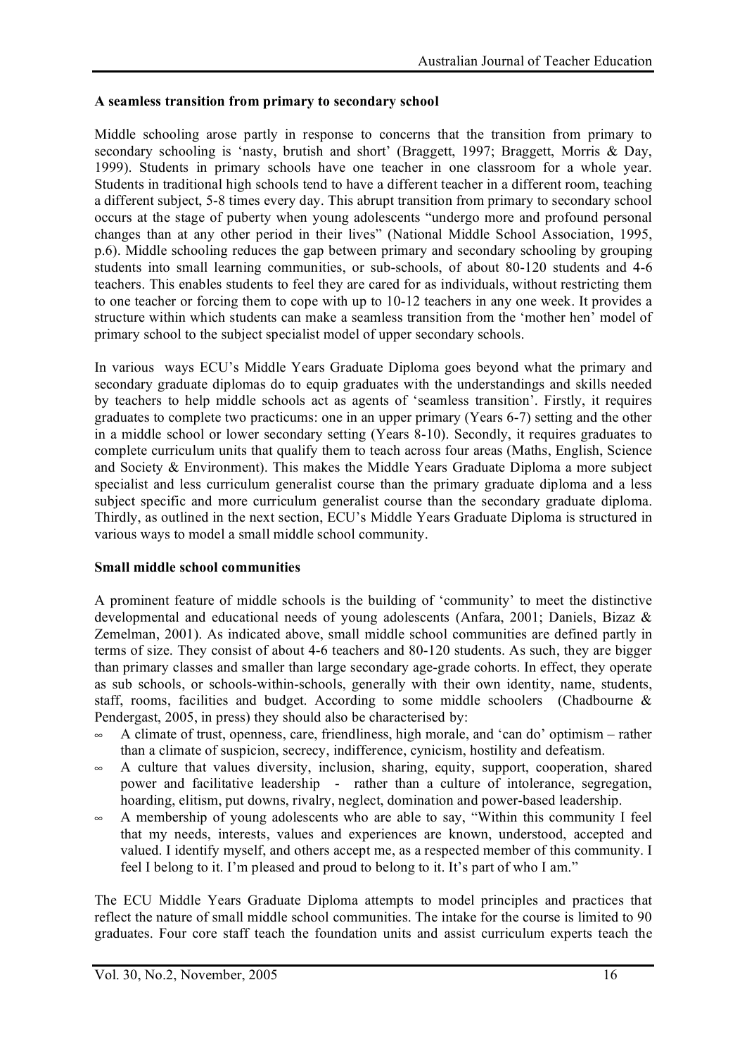**A seamless transition from primary to secondary school**

Middle schooling arose partly in response to concerns that the transition from primary to secondary schooling is 'nasty, brutish and short' (Braggett, 1997; Braggett, Morris & Day, 1999). Students in primary schools have one teacher in one classroom for a whole year. Students in traditional high schools tend to have a different teacher in a different room, teaching a different subject, 5-8 times every day. This abrupt transition from primary to secondary school occurs at the stage of puberty when young adolescents "undergo more and profound personal changes than at any other period in their lives" (National Middle School Association, 1995, p.6). Middle schooling reduces the gap between primary and secondary schooling by grouping students into small learning communities, or sub-schools, of about 80-120 students and 4-6 teachers. This enables students to feel they are cared for as individuals, without restricting them to one teacher or forcing them to cope with up to 10-12 teachers in any one week. It provides a structure within which students can make a seamless transition from the 'mother hen' model of primary school to the subject specialist model of upper secondary schools.

In various ways ECU's Middle Years Graduate Diploma goes beyond what the primary and secondary graduate diplomas do to equip graduates with the understandings and skills needed by teachers to help middle schools act as agents of 'seamless transition'. Firstly, it requires graduates to complete two practicums: one in an upper primary (Years 6-7) setting and the other in a middle school or lower secondary setting (Years 8-10). Secondly, it requires graduates to complete curriculum units that qualify them to teach across four areas (Maths, English, Science and Society & Environment). This makes the Middle Years Graduate Diploma a more subject specialist and less curriculum generalist course than the primary graduate diploma and a less subject specific and more curriculum generalist course than the secondary graduate diploma. Thirdly, as outlined in the next section, ECU's Middle Years Graduate Diploma is structured in various ways to model a small middle school community.

**Small middle school communities**

A prominent feature of middle schools is the building of 'community' to meet the distinctive developmental and educational needs of young adolescents (Anfara, 2001; Daniels, Bizaz & Zemelman, 2001). As indicated above, small middle school communities are defined partly in terms of size. They consist of about 4-6 teachers and 80-120 students. As such, they are bigger than primary classes and smaller than large secondary age-grade cohorts. In effect, they operate as sub schools, or schools-within-schools, generally with their own identity, name, students, staff, rooms, facilities and budget. According to some middle schoolers (Chadbourne & Pendergast, 2005, in press) they should also be characterised by:

- A climate of trust, openness, care, friendliness, high morale, and 'can do' optimism – rather than a climate of suspicion, secrecy, indifference, cynicism, hostility and defeatism.
- A culture that values diversity, inclusion, sharing, equity, support, cooperation, shared power and facilitative leadership - rather than a culture of intolerance, segregation, hoarding, elitism, put downs, rivalry, neglect, domination and power-based leadership.
- A membership of young adolescents who are able to say, "Within this community I feel that my needs, interests, values and experiences are known, understood, accepted and valued. I identify myself, and others accept me, as a respected member of this community. I feel I belong to it. I'm pleased and proud to belong to it. It's part of who I am."

The ECU Middle Years Graduate Diploma attempts to model principles and practices that reflect the nature of small middle school communities. The intake for the course is limited to 90 graduates. Four core staff teach the foundation units and assist curriculum experts teach the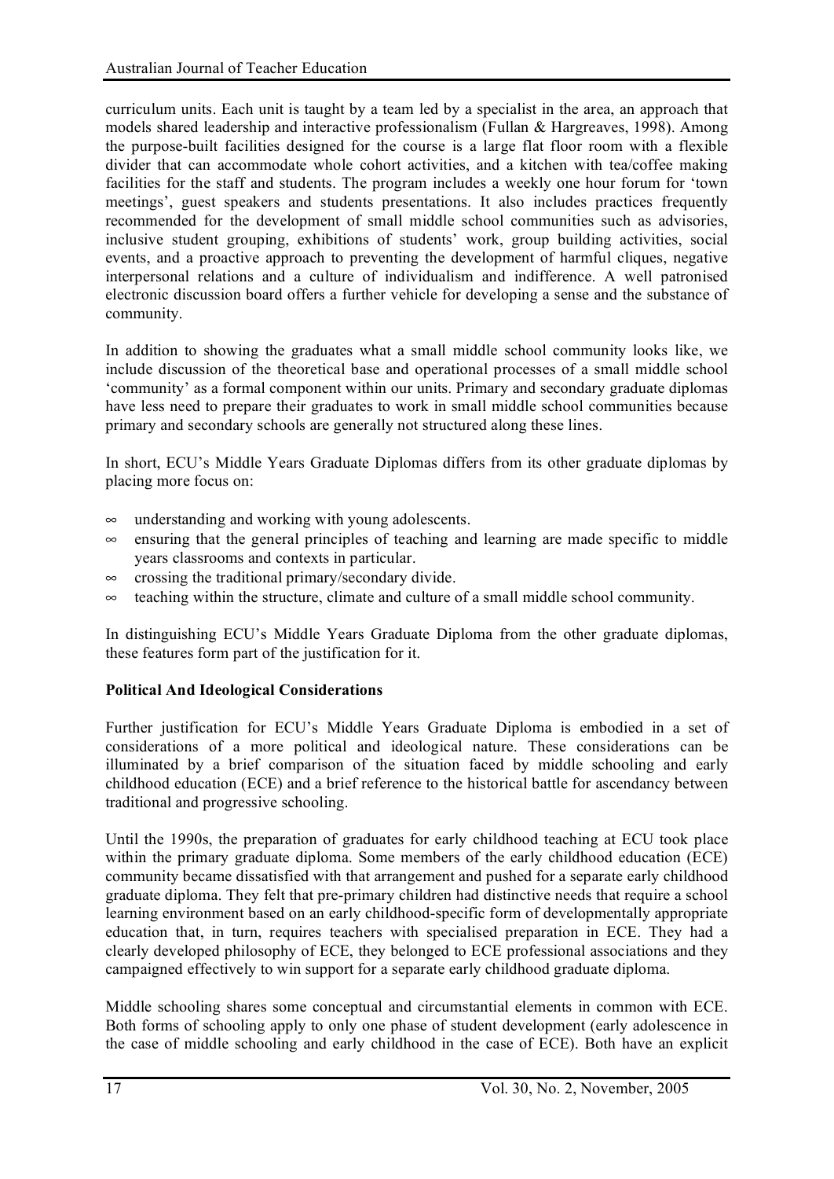curriculum units. Each unit is taught by a team led by a specialist in the area, an approach that models shared leadership and interactive professionalism (Fullan & Hargreaves, 1998). Among the purpose-built facilities designed for the course is a large flat floor room with a flexible divider that can accommodate whole cohort activities, and a kitchen with tea/coffee making facilities for the staff and students. The program includes a weekly one hour forum for 'town meetings', guest speakers and students presentations. It also includes practices frequently recommended for the development of small middle school communities such as advisories, inclusive student grouping, exhibitions of students' work, group building activities, social events, and a proactive approach to preventing the development of harmful cliques, negative interpersonal relations and a culture of individualism and indifference. A well patronised electronic discussion board offers a further vehicle for developing a sense and the substance of community.

In addition to showing the graduates what a small middle school community looks like, we include discussion of the theoretical base and operational processes of a small middle school 'community' as a formal component within our units. Primary and secondary graduate diplomas have less need to prepare their graduates to work in small middle school communities because primary and secondary schools are generally not structured along these lines.

In short, ECU's Middle Years Graduate Diplomas differs from its other graduate diplomas by placing more focus on:

- understanding and working with young adolescents.
- ensuring that the general principles of teaching and learning are made specific to middle years classrooms and contexts in particular.
- crossing the traditional primary/secondary divide.
- teaching within the structure, climate and culture of a small middle school community.

In distinguishing ECU's Middle Years Graduate Diploma from the other graduate diplomas, these features form part of the justification for it.

**Political And Ideological Considerations**

Further justification for ECU's Middle Years Graduate Diploma is embodied in a set of considerations of a more political and ideological nature. These considerations can be illuminated by a brief comparison of the situation faced by middle schooling and early childhood education (ECE) and a brief reference to the historical battle for ascendancy between traditional and progressive schooling.

Until the 1990s, the preparation of graduates for early childhood teaching at ECU took place within the primary graduate diploma. Some members of the early childhood education (ECE) community became dissatisfied with that arrangement and pushed for a separate early childhood graduate diploma. They felt that pre-primary children had distinctive needs that require a school learning environment based on an early childhood-specific form of developmentally appropriate education that, in turn, requires teachers with specialised preparation in ECE. They had a clearly developed philosophy of ECE, they belonged to ECE professional associations and they campaigned effectively to win support for a separate early childhood graduate diploma.

Middle schooling shares some conceptual and circumstantial elements in common with ECE. Both forms of schooling apply to only one phase of student development (early adolescence in the case of middle schooling and early childhood in the case of ECE). Both have an explicit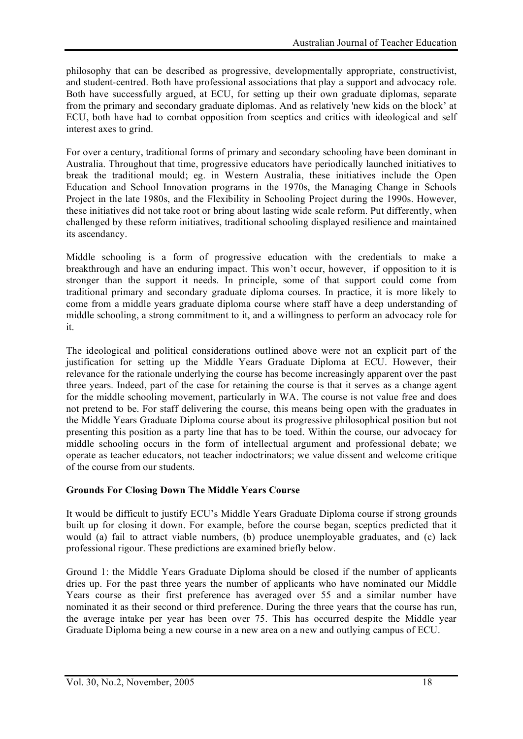philosophy that can be described as progressive, developmentally appropriate, constructivist, and student-centred. Both have professional associations that play a support and advocacy role. Both have successfully argued, at ECU, for setting up their own graduate diplomas, separate from the primary and secondary graduate diplomas. And as relatively 'new kids on the block' at ECU, both have had to combat opposition from sceptics and critics with ideological and self interest axes to grind.

For over a century, traditional forms of primary and secondary schooling have been dominant in Australia. Throughout that time, progressive educators have periodically launched initiatives to break the traditional mould; eg. in Western Australia, these initiatives include the Open Education and School Innovation programs in the 1970s, the Managing Change in Schools Project in the late 1980s, and the Flexibility in Schooling Project during the 1990s. However, these initiatives did not take root or bring about lasting wide scale reform. Put differently, when challenged by these reform initiatives, traditional schooling displayed resilience and maintained its ascendancy.

Middle schooling is a form of progressive education with the credentials to make a breakthrough and have an enduring impact. This won't occur, however, if opposition to it is stronger than the support it needs. In principle, some of that support could come from traditional primary and secondary graduate diploma courses. In practice, it is more likely to come from a middle years graduate diploma course where staff have a deep understanding of middle schooling, a strong commitment to it, and a willingness to perform an advocacy role for it.

The ideological and political considerations outlined above were not an explicit part of the justification for setting up the Middle Years Graduate Diploma at ECU. However, their relevance for the rationale underlying the course has become increasingly apparent over the past three years. Indeed, part of the case for retaining the course is that it serves as a change agent for the middle schooling movement, particularly in WA. The course is not value free and does not pretend to be. For staff delivering the course, this means being open with the graduates in the Middle Years Graduate Diploma course about its progressive philosophical position but not presenting this position as a party line that has to be toed. Within the course, our advocacy for middle schooling occurs in the form of intellectual argument and professional debate; we operate as teacher educators, not teacher indoctrinators; we value dissent and welcome critique of the course from our students.

**Grounds For Closing Down The Middle Years Course**

It would be difficult to justify ECU's Middle Years Graduate Diploma course if strong grounds built up for closing it down. For example, before the course began, sceptics predicted that it would (a) fail to attract viable numbers, (b) produce unemployable graduates, and (c) lack professional rigour. These predictions are examined briefly below.

Ground 1: the Middle Years Graduate Diploma should be closed if the number of applicants dries up. For the past three years the number of applicants who have nominated our Middle Years course as their first preference has averaged over 55 and a similar number have nominated it as their second or third preference. During the three years that the course has run, the average intake per year has been over 75. This has occurred despite the Middle year Graduate Diploma being a new course in a new area on a new and outlying campus of ECU.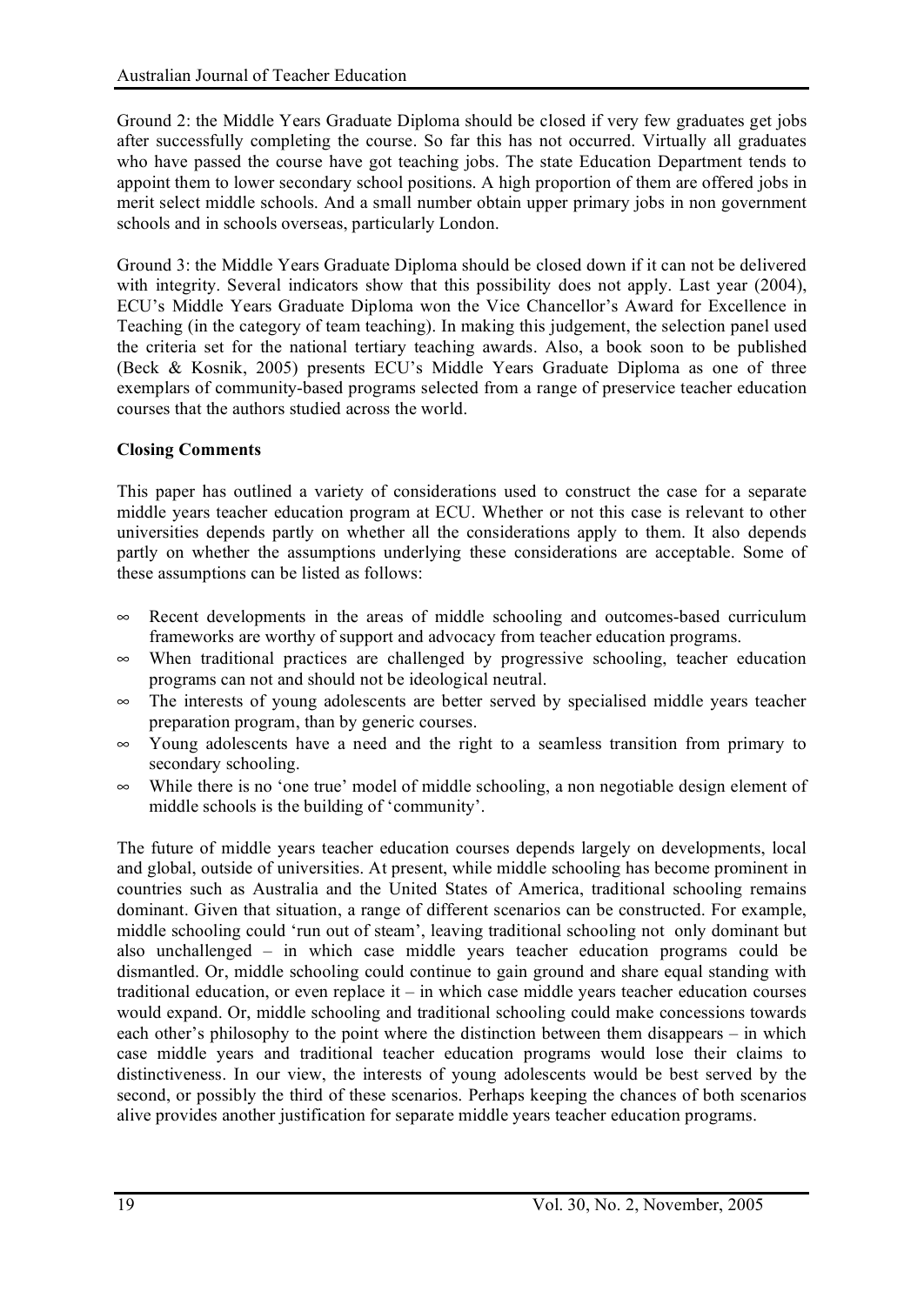Ground 2: the Middle Years Graduate Diploma should be closed if very few graduates get jobs after successfully completing the course. So far this has not occurred. Virtually all graduates who have passed the course have got teaching jobs. The state Education Department tends to appoint them to lower secondary school positions. A high proportion of them are offered jobs in merit select middle schools. And a small number obtain upper primary jobs in non government schools and in schools overseas, particularly London.

Ground 3: the Middle Years Graduate Diploma should be closed down if it can not be delivered with integrity. Several indicators show that this possibility does not apply. Last year (2004), ECU's Middle Years Graduate Diploma won the Vice Chancellor's Award for Excellence in Teaching (in the category of team teaching). In making this judgement, the selection panel used the criteria set for the national tertiary teaching awards. Also, a book soon to be published (Beck & Kosnik, 2005) presents ECU's Middle Years Graduate Diploma as one of three exemplars of community-based programs selected from a range of preservice teacher education courses that the authors studied across the world.

**Closing Comments**

This paper has outlined a variety of considerations used to construct the case for a separate middle years teacher education program at ECU. Whether or not this case is relevant to other universities depends partly on whether all the considerations apply to them. It also depends partly on whether the assumptions underlying these considerations are acceptable. Some of these assumptions can be listed as follows:

- Recent developments in the areas of middle schooling and outcomes-based curriculum frameworks are worthy of support and advocacy from teacher education programs.
- When traditional practices are challenged by progressive schooling, teacher education programs can not and should not be ideological neutral.
- The interests of young adolescents are better served by specialised middle years teacher preparation program, than by generic courses.
- Young adolescents have a need and the right to a seamless transition from primary to secondary schooling.
- While there is no 'one true' model of middle schooling, a non negotiable design element of middle schools is the building of 'community'.

The future of middle years teacher education courses depends largely on developments, local and global, outside of universities. At present, while middle schooling has become prominent in countries such as Australia and the United States of America, traditional schooling remains dominant. Given that situation, a range of different scenarios can be constructed. For example, middle schooling could 'run out of steam', leaving traditional schooling not only dominant but also unchallenged – in which case middle years teacher education programs could be dismantled. Or, middle schooling could continue to gain ground and share equal standing with traditional education, or even replace it – in which case middle years teacher education courses would expand. Or, middle schooling and traditional schooling could make concessions towards each other's philosophy to the point where the distinction between them disappears – in which case middle years and traditional teacher education programs would lose their claims to distinctiveness. In our view, the interests of young adolescents would be best served by the second, or possibly the third of these scenarios. Perhaps keeping the chances of both scenarios alive provides another justification for separate middle years teacher education programs.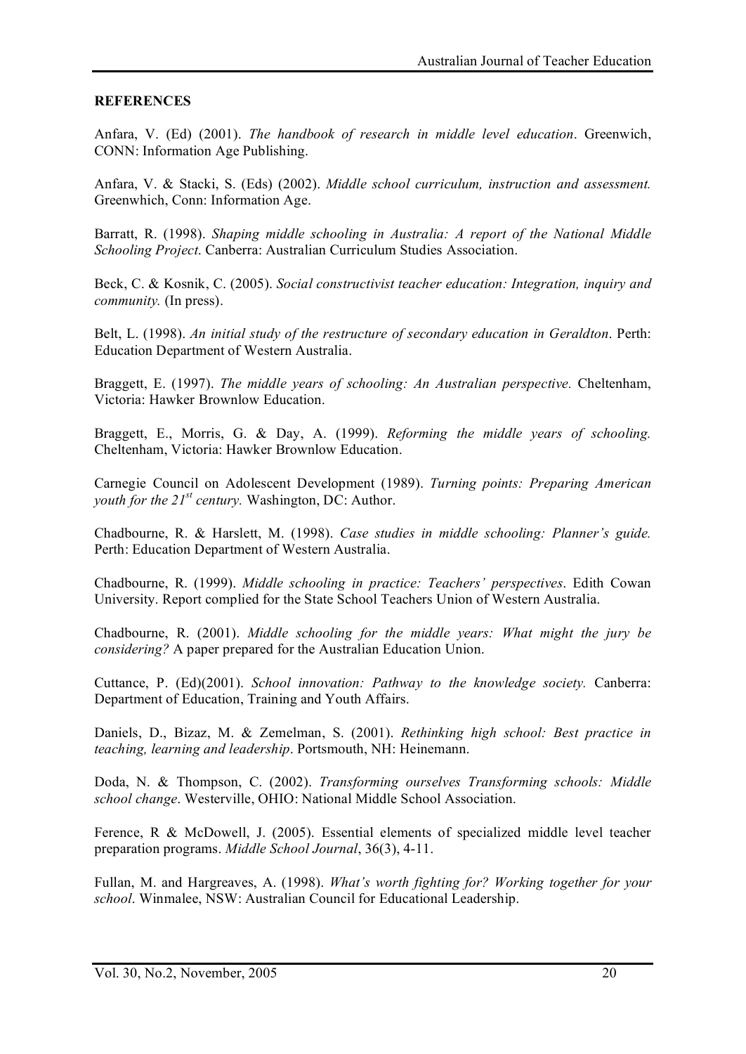**REFERENCES**

Anfara, V. (Ed) (2001). *The handbook of research in middle level education*. Greenwich, CONN: Information Age Publishing.

Anfara, V. & Stacki, S. (Eds) (2002). *Middle school curriculum, instruction and assessment.* Greenwhich, Conn: Information Age.

Barratt, R. (1998). *Shaping middle schooling in Australia: A report of the National Middle Schooling Project*. Canberra: Australian Curriculum Studies Association.

Beck, C. & Kosnik, C. (2005). *Social constructivist teacher education: Integration, inquiry and community.* (In press).

Belt, L. (1998). *An initial study of the restructure of secondary education in Geraldton*. Perth: Education Department of Western Australia.

Braggett, E. (1997). *The middle years of schooling: An Australian perspective.* Cheltenham, Victoria: Hawker Brownlow Education.

Braggett, E., Morris, G. & Day, A. (1999). *Reforming the middle years of schooling.* Cheltenham, Victoria: Hawker Brownlow Education.

Carnegie Council on Adolescent Development (1989). *Turning points: Preparing American youth for the 21st century.* Washington, DC: Author.

Chadbourne, R. & Harslett, M. (1998). *Case studies in middle schooling: Planner's guide.* Perth: Education Department of Western Australia.

Chadbourne, R. (1999). *Middle schooling in practice: Teachers' perspectives*. Edith Cowan University. Report complied for the State School Teachers Union of Western Australia.

Chadbourne, R. (2001). *Middle schooling for the middle years: What might the jury be considering?* A paper prepared for the Australian Education Union.

Cuttance, P. (Ed)(2001). *School innovation: Pathway to the knowledge society.* Canberra: Department of Education, Training and Youth Affairs.

Daniels, D., Bizaz, M. & Zemelman, S. (2001). *Rethinking high school: Best practice in teaching, learning and leadership*. Portsmouth, NH: Heinemann.

Doda, N. & Thompson, C. (2002). *Transforming ourselves Transforming schools: Middle school change*. Westerville, OHIO: National Middle School Association.

Ference, R & McDowell, J. (2005). Essential elements of specialized middle level teacher preparation programs. *Middle School Journal*, 36(3), 4-11.

Fullan, M. and Hargreaves, A. (1998). *What's worth fighting for? Working together for your school*. Winmalee, NSW: Australian Council for Educational Leadership.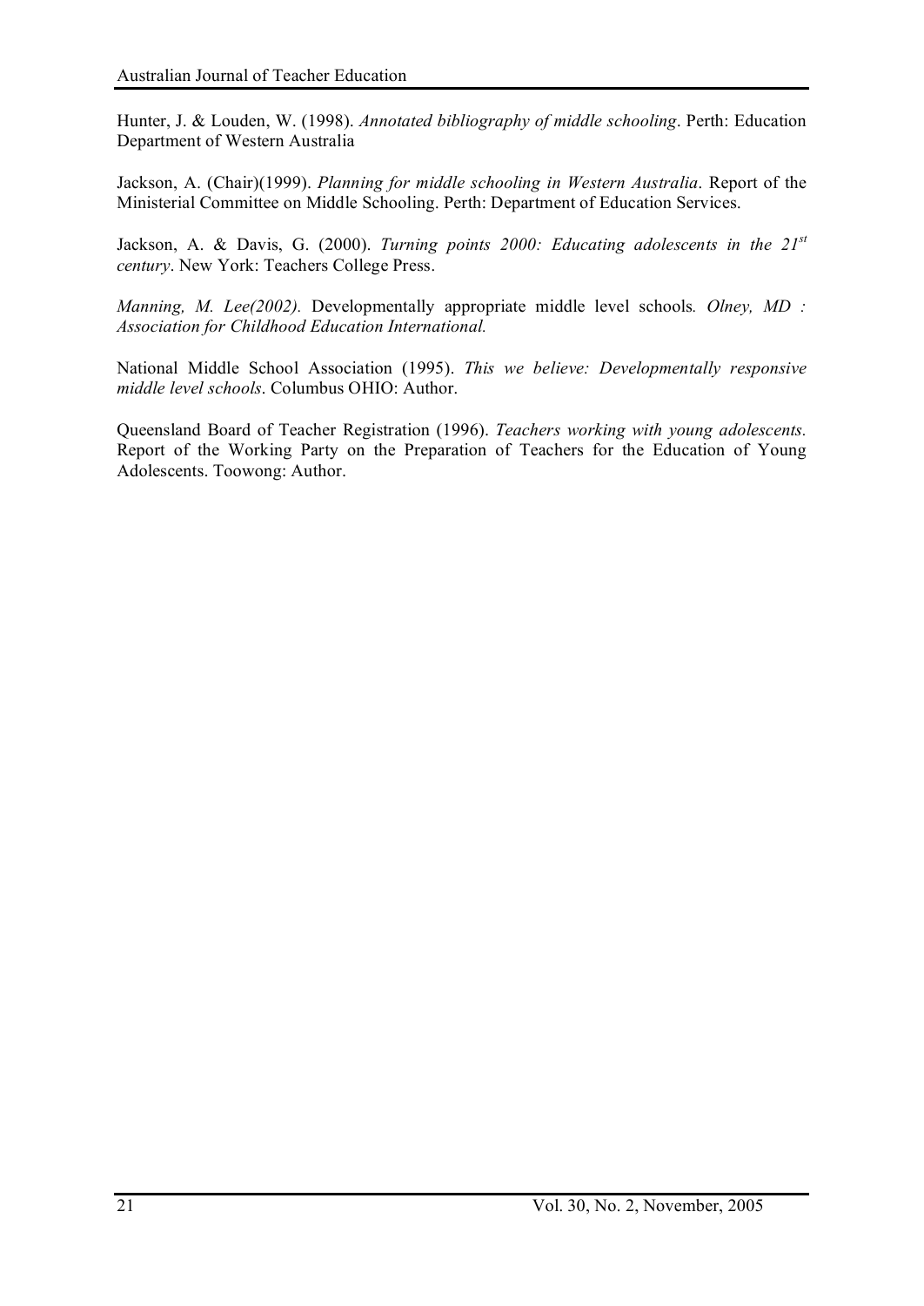Hunter, J. & Louden, W. (1998). *Annotated bibliography of middle schooling*. Perth: Education Department of Western Australia

Jackson, A. (Chair)(1999). *Planning for middle schooling in Western Australia*. Report of the Ministerial Committee on Middle Schooling. Perth: Department of Education Services.

Jackson, A. & Davis, G. (2000). *Turning points 2000: Educating adolescents in the 21st century*. New York: Teachers College Press.

*Manning, M. Lee(2002).* Developmentally appropriate middle level schools*. Olney, MD : Association for Childhood Education International.*

National Middle School Association (1995). *This we believe: Developmentally responsive middle level schools*. Columbus OHIO: Author.

Queensland Board of Teacher Registration (1996). *Teachers working with young adolescents.* Report of the Working Party on the Preparation of Teachers for the Education of Young Adolescents. Toowong: Author.